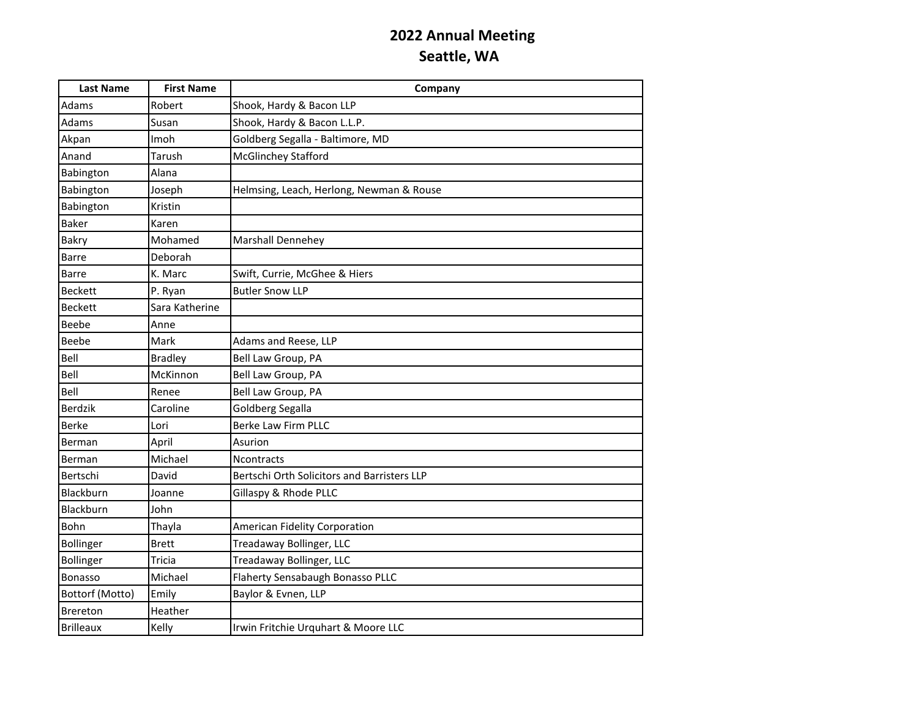# 2022 Annual Meeting
## Seattle, WA

| Last Name | First Name | Company |
|---|---|---|
| Adams | Robert | Shook, Hardy & Bacon LLP |
| Adams | Susan | Shook, Hardy & Bacon L.L.P. |
| Akpan | Imoh | Goldberg Segalla - Baltimore, MD |
| Anand | Tarush | McGlinchey Stafford |
| Babington | Alana | |
| Babington | Joseph | Helmsing, Leach, Herlong, Newman & Rouse |
| Babington | Kristin | |
| Baker | Karen | |
| Bakry | Mohamed | Marshall Dennehey |
| Barre | Deborah | |
| Barre | K. Marc | Swift, Currie, McGhee & Hiers |
| Beckett | P. Ryan | Butler Snow LLP |
| Beckett | Sara Katherine | |
| Beebe | Anne | |
| Beebe | Mark | Adams and Reese, LLP |
| Bell | Bradley | Bell Law Group, PA |
| Bell | McKinnon | Bell Law Group, PA |
| Bell | Renee | Bell Law Group, PA |
| Berdzik | Caroline | Goldberg Segalla |
| Berke | Lori | Berke Law Firm PLLC |
| Berman | April | Asurion |
| Berman | Michael | Ncontracts |
| Bertschi | David | Bertschi Orth Solicitors and Barristers LLP |
| Blackburn | Joanne | Gillaspy & Rhode PLLC |
| Blackburn | John | |
| Bohn | Thayla | American Fidelity Corporation |
| Bollinger | Brett | Treadaway Bollinger, LLC |
| Bollinger | Tricia | Treadaway Bollinger, LLC |
| Bonasso | Michael | Flaherty Sensabaugh Bonasso PLLC |
| Bottorf (Motto) | Emily | Baylor & Evnen, LLP |
| Brereton | Heather | |
| Brilleaux | Kelly | Irwin Fritchie Urquhart & Moore LLC |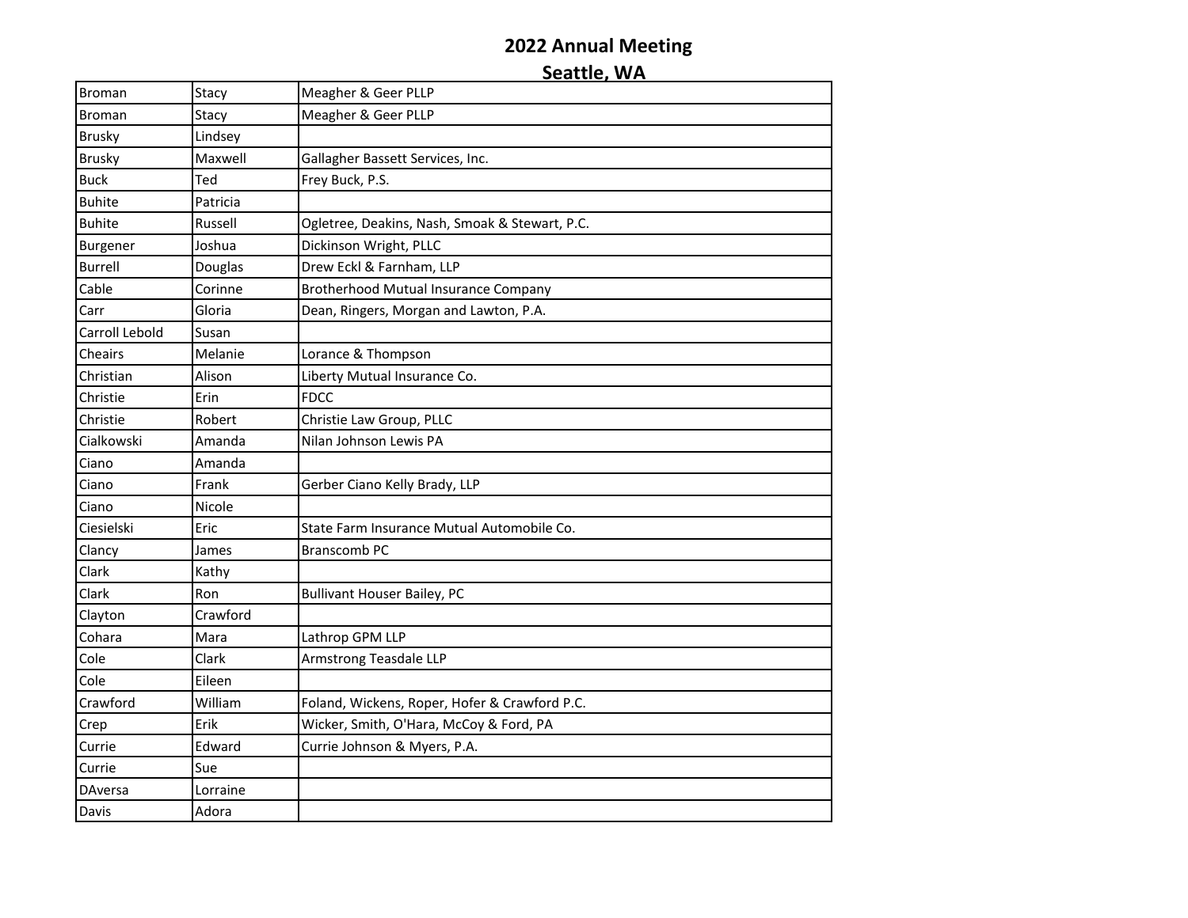## 2022 Annual Meeting

## Seattle, WA

| | | |
|---|---|---|
| Broman | Stacy | Meagher & Geer PLLP |
| Broman | Stacy | Meagher & Geer PLLP |
| Brusky | Lindsey | |
| Brusky | Maxwell | Gallagher Bassett Services, Inc. |
| Buck | Ted | Frey Buck, P.S. |
| Buhite | Patricia | |
| Buhite | Russell | Ogletree, Deakins, Nash, Smoak & Stewart, P.C. |
| Burgener | Joshua | Dickinson Wright, PLLC |
| Burrell | Douglas | Drew Eckl & Farnham, LLP |
| Cable | Corinne | Brotherhood Mutual Insurance Company |
| Carr | Gloria | Dean, Ringers, Morgan and Lawton, P.A. |
| Carroll Lebold | Susan | |
| Cheairs | Melanie | Lorance & Thompson |
| Christian | Alison | Liberty Mutual Insurance Co. |
| Christie | Erin | FDCC |
| Christie | Robert | Christie Law Group, PLLC |
| Cialkowski | Amanda | Nilan Johnson Lewis PA |
| Ciano | Amanda | |
| Ciano | Frank | Gerber Ciano Kelly Brady, LLP |
| Ciano | Nicole | |
| Ciesielski | Eric | State Farm Insurance Mutual Automobile Co. |
| Clancy | James | Branscomb PC |
| Clark | Kathy | |
| Clark | Ron | Bullivant Houser Bailey, PC |
| Clayton | Crawford | |
| Cohara | Mara | Lathrop GPM LLP |
| Cole | Clark | Armstrong Teasdale LLP |
| Cole | Eileen | |
| Crawford | William | Foland, Wickens, Roper, Hofer & Crawford P.C. |
| Crep | Erik | Wicker, Smith, O'Hara, McCoy & Ford, PA |
| Currie | Edward | Currie Johnson & Myers, P.A. |
| Currie | Sue | |
| DAversa | Lorraine | |
| Davis | Adora | |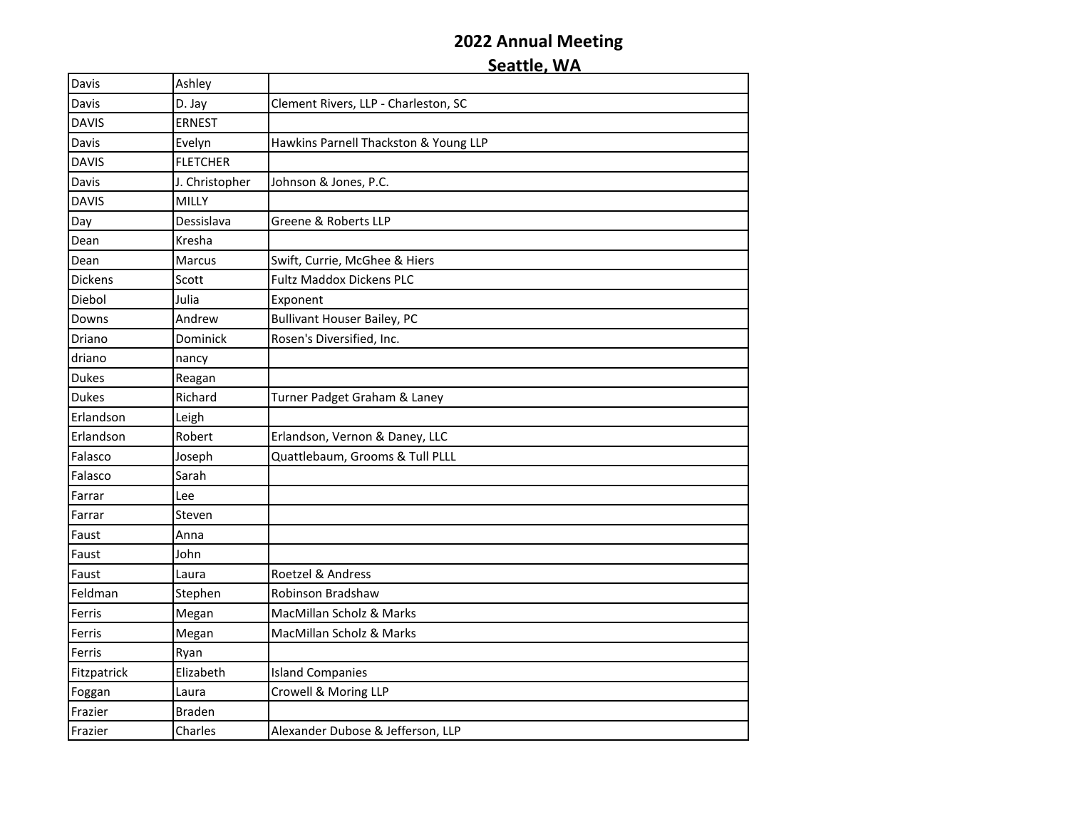# 2022 Annual Meeting
## Seattle, WA

| | | |
|---|---|---|
| Davis | Ashley | |
| Davis | D. Jay | Clement Rivers, LLP - Charleston, SC |
| DAVIS | ERNEST | |
| Davis | Evelyn | Hawkins Parnell Thackston & Young LLP |
| DAVIS | FLETCHER | |
| Davis | J. Christopher | Johnson & Jones, P.C. |
| DAVIS | MILLY | |
| Day | Dessislava | Greene & Roberts LLP |
| Dean | Kresha | |
| Dean | Marcus | Swift, Currie, McGhee & Hiers |
| Dickens | Scott | Fultz Maddox Dickens PLC |
| Diebol | Julia | Exponent |
| Downs | Andrew | Bullivant Houser Bailey, PC |
| Driano | Dominick | Rosen's Diversified, Inc. |
| driano | nancy | |
| Dukes | Reagan | |
| Dukes | Richard | Turner Padget Graham & Laney |
| Erlandson | Leigh | |
| Erlandson | Robert | Erlandson, Vernon & Daney, LLC |
| Falasco | Joseph | Quattlebaum, Grooms & Tull PLLL |
| Falasco | Sarah | |
| Farrar | Lee | |
| Farrar | Steven | |
| Faust | Anna | |
| Faust | John | |
| Faust | Laura | Roetzel & Andress |
| Feldman | Stephen | Robinson Bradshaw |
| Ferris | Megan | MacMillan Scholz & Marks |
| Ferris | Megan | MacMillan Scholz & Marks |
| Ferris | Ryan | |
| Fitzpatrick | Elizabeth | Island Companies |
| Foggan | Laura | Crowell & Moring LLP |
| Frazier | Braden | |
| Frazier | Charles | Alexander Dubose & Jefferson, LLP |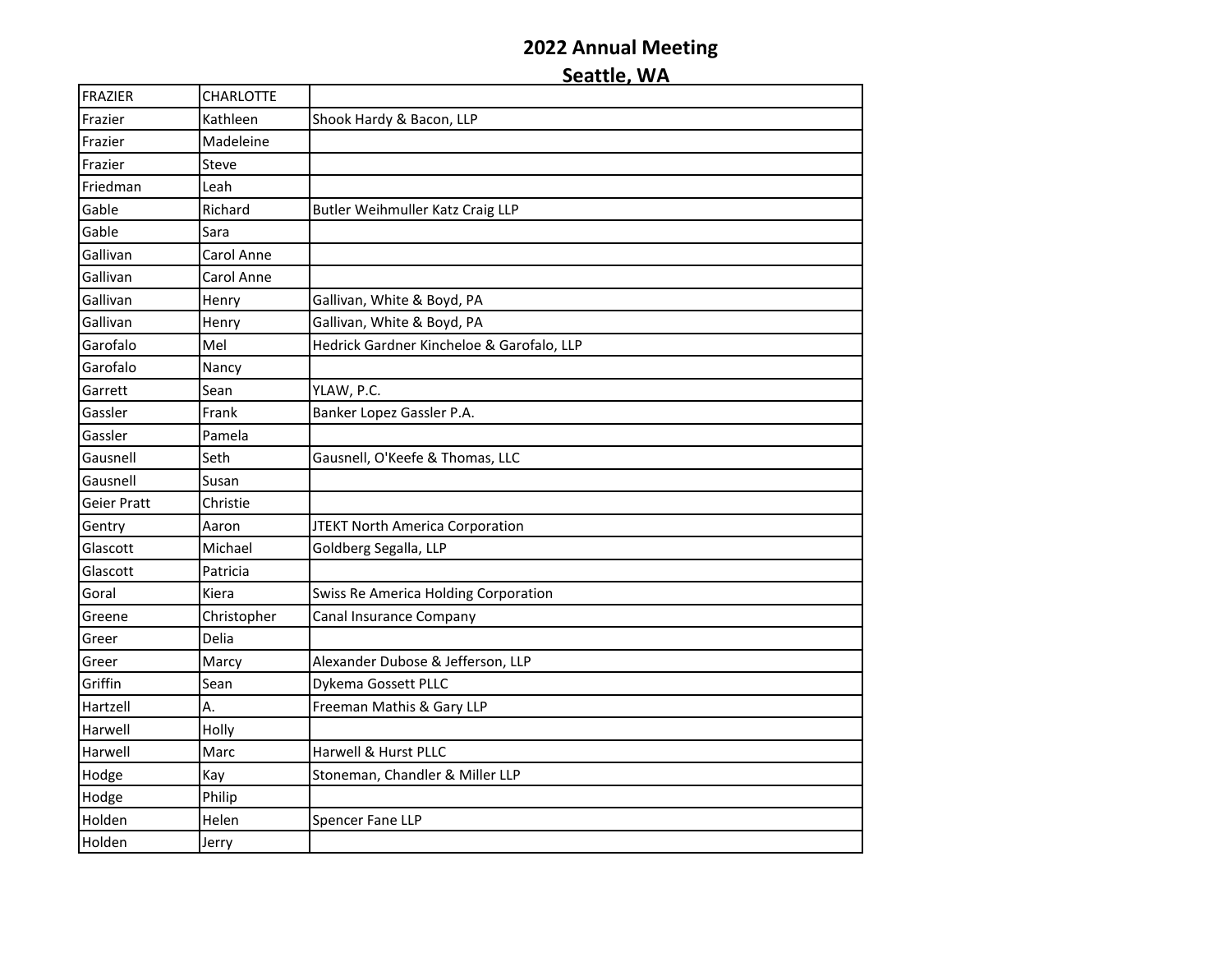## 2022 Annual Meeting
## Seattle, WA

| | | |
|---|---|---|
| FRAZIER | CHARLOTTE | |
| Frazier | Kathleen | Shook Hardy & Bacon, LLP |
| Frazier | Madeleine | |
| Frazier | Steve | |
| Friedman | Leah | |
| Gable | Richard | Butler Weihmuller Katz Craig LLP |
| Gable | Sara | |
| Gallivan | Carol Anne | |
| Gallivan | Carol Anne | |
| Gallivan | Henry | Gallivan, White & Boyd, PA |
| Gallivan | Henry | Gallivan, White & Boyd, PA |
| Garofalo | Mel | Hedrick Gardner Kincheloe & Garofalo, LLP |
| Garofalo | Nancy | |
| Garrett | Sean | YLAW, P.C. |
| Gassler | Frank | Banker Lopez Gassler P.A. |
| Gassler | Pamela | |
| Gausnell | Seth | Gausnell, O'Keefe & Thomas, LLC |
| Gausnell | Susan | |
| Geier Pratt | Christie | |
| Gentry | Aaron | JTEKT North America Corporation |
| Glascott | Michael | Goldberg Segalla, LLP |
| Glascott | Patricia | |
| Goral | Kiera | Swiss Re America Holding Corporation |
| Greene | Christopher | Canal Insurance Company |
| Greer | Delia | |
| Greer | Marcy | Alexander Dubose & Jefferson, LLP |
| Griffin | Sean | Dykema Gossett PLLC |
| Hartzell | A. | Freeman Mathis & Gary LLP |
| Harwell | Holly | |
| Harwell | Marc | Harwell & Hurst PLLC |
| Hodge | Kay | Stoneman, Chandler & Miller LLP |
| Hodge | Philip | |
| Holden | Helen | Spencer Fane LLP |
| Holden | Jerry | |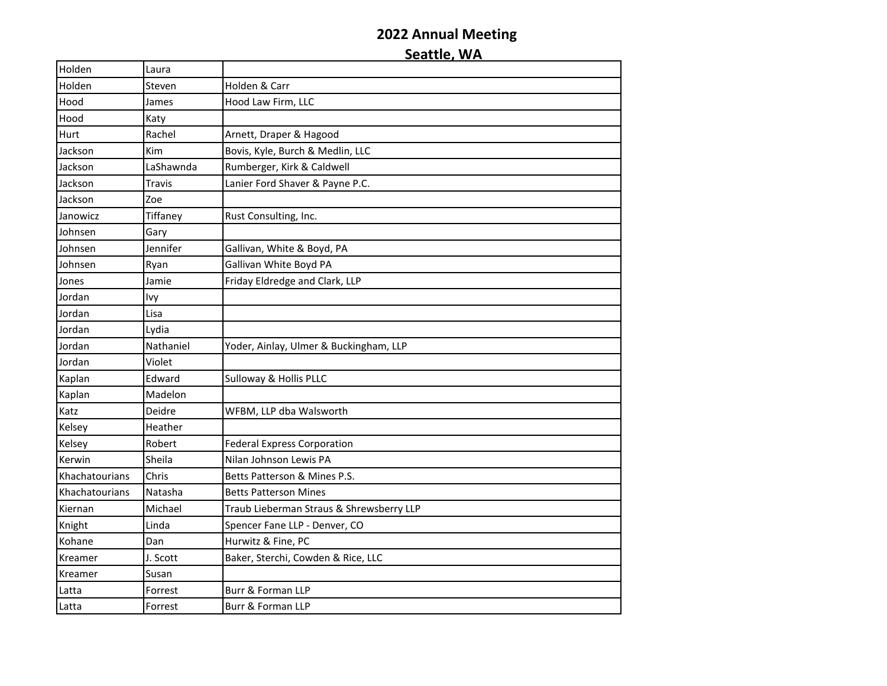## 2022 Annual Meeting
## Seattle, WA

| | | |
|---|---|---|
| Holden | Laura | |
| Holden | Steven | Holden & Carr |
| Hood | James | Hood Law Firm, LLC |
| Hood | Katy | |
| Hurt | Rachel | Arnett, Draper & Hagood |
| Jackson | Kim | Bovis, Kyle, Burch & Medlin, LLC |
| Jackson | LaShawnda | Rumberger, Kirk & Caldwell |
| Jackson | Travis | Lanier Ford Shaver & Payne P.C. |
| Jackson | Zoe | |
| Janowicz | Tiffaney | Rust Consulting, Inc. |
| Johnsen | Gary | |
| Johnsen | Jennifer | Gallivan, White & Boyd, PA |
| Johnsen | Ryan | Gallivan White Boyd PA |
| Jones | Jamie | Friday Eldredge and Clark, LLP |
| Jordan | Ivy | |
| Jordan | Lisa | |
| Jordan | Lydia | |
| Jordan | Nathaniel | Yoder, Ainlay, Ulmer & Buckingham, LLP |
| Jordan | Violet | |
| Kaplan | Edward | Sulloway & Hollis PLLC |
| Kaplan | Madelon | |
| Katz | Deidre | WFBM, LLP dba Walsworth |
| Kelsey | Heather | |
| Kelsey | Robert | Federal Express Corporation |
| Kerwin | Sheila | Nilan Johnson Lewis PA |
| Khachatourians | Chris | Betts Patterson & Mines P.S. |
| Khachatourians | Natasha | Betts Patterson Mines |
| Kiernan | Michael | Traub Lieberman Straus & Shrewsberry LLP |
| Knight | Linda | Spencer Fane LLP - Denver, CO |
| Kohane | Dan | Hurwitz & Fine, PC |
| Kreamer | J. Scott | Baker, Sterchi, Cowden & Rice, LLC |
| Kreamer | Susan | |
| Latta | Forrest | Burr & Forman LLP |
| Latta | Forrest | Burr & Forman LLP |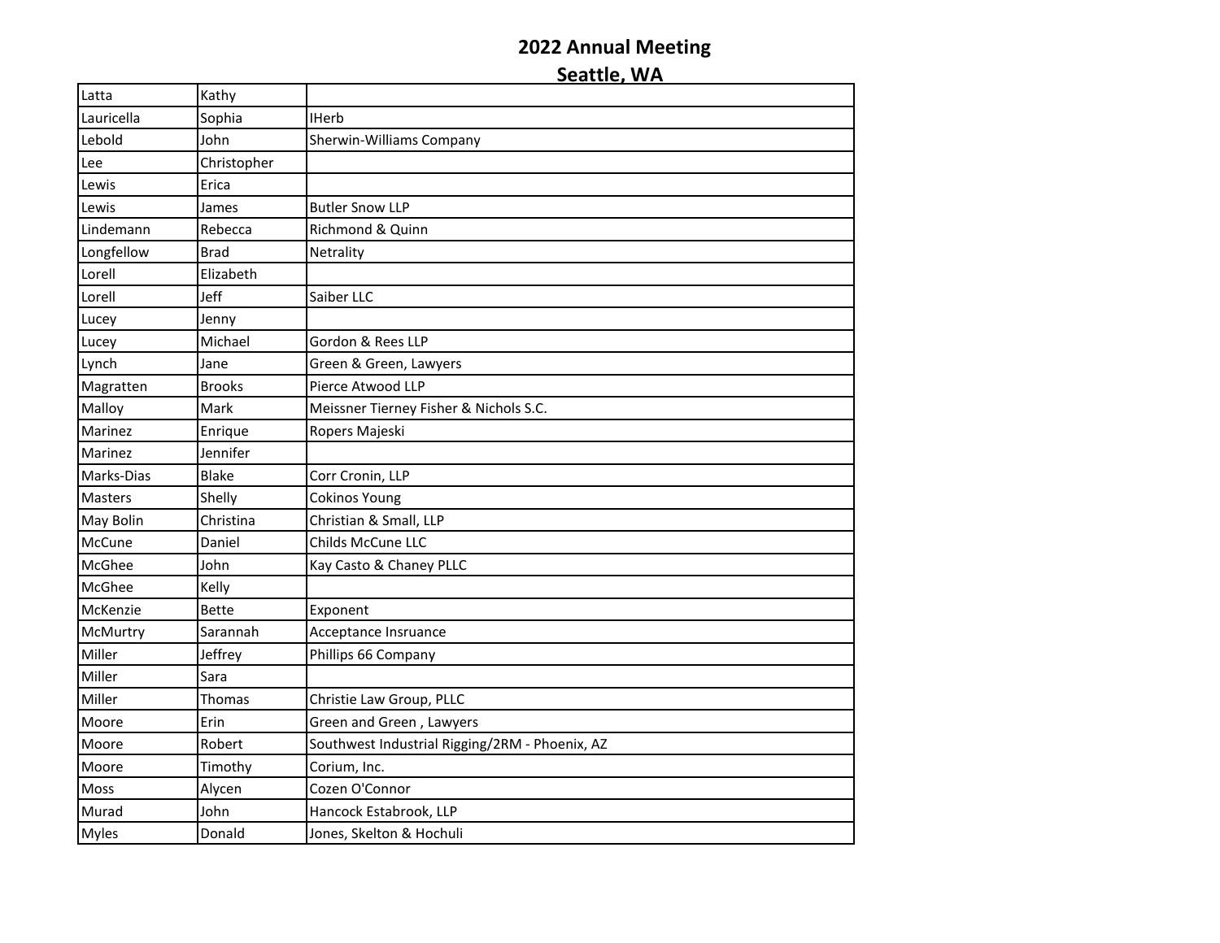## 2022 Annual Meeting
## Seattle, WA

| | | |
|---|---|---|
| Latta | Kathy | |
| Lauricella | Sophia | IHerb |
| Lebold | John | Sherwin-Williams Company |
| Lee | Christopher | |
| Lewis | Erica | |
| Lewis | James | Butler Snow LLP |
| Lindemann | Rebecca | Richmond & Quinn |
| Longfellow | Brad | Netrality |
| Lorell | Elizabeth | |
| Lorell | Jeff | Saiber LLC |
| Lucey | Jenny | |
| Lucey | Michael | Gordon & Rees LLP |
| Lynch | Jane | Green & Green, Lawyers |
| Magratten | Brooks | Pierce Atwood LLP |
| Malloy | Mark | Meissner Tierney Fisher & Nichols S.C. |
| Marinez | Enrique | Ropers Majeski |
| Marinez | Jennifer | |
| Marks-Dias | Blake | Corr Cronin, LLP |
| Masters | Shelly | Cokinos Young |
| May Bolin | Christina | Christian & Small, LLP |
| McCune | Daniel | Childs McCune LLC |
| McGhee | John | Kay Casto & Chaney PLLC |
| McGhee | Kelly | |
| McKenzie | Bette | Exponent |
| McMurtry | Sarannah | Acceptance Insruance |
| Miller | Jeffrey | Phillips 66 Company |
| Miller | Sara | |
| Miller | Thomas | Christie Law Group, PLLC |
| Moore | Erin | Green and Green , Lawyers |
| Moore | Robert | Southwest Industrial Rigging/2RM - Phoenix, AZ |
| Moore | Timothy | Corium, Inc. |
| Moss | Alycen | Cozen O'Connor |
| Murad | John | Hancock Estabrook, LLP |
| Myles | Donald | Jones, Skelton & Hochuli |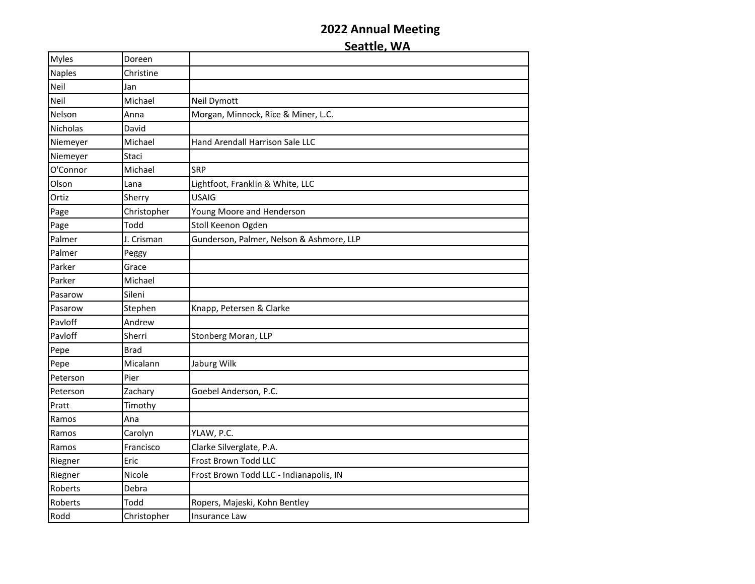# 2022 Annual Meeting
## Seattle, WA

| | | |
|---|---|---|
| Myles | Doreen | |
| Naples | Christine | |
| Neil | Jan | |
| Neil | Michael | Neil Dymott |
| Nelson | Anna | Morgan, Minnock, Rice & Miner, L.C. |
| Nicholas | David | |
| Niemeyer | Michael | Hand Arendall Harrison Sale LLC |
| Niemeyer | Staci | |
| O'Connor | Michael | SRP |
| Olson | Lana | Lightfoot, Franklin & White, LLC |
| Ortiz | Sherry | USAIG |
| Page | Christopher | Young Moore and Henderson |
| Page | Todd | Stoll Keenon Ogden |
| Palmer | J. Crisman | Gunderson, Palmer, Nelson & Ashmore, LLP |
| Palmer | Peggy | |
| Parker | Grace | |
| Parker | Michael | |
| Pasarow | Sileni | |
| Pasarow | Stephen | Knapp, Petersen & Clarke |
| Pavloff | Andrew | |
| Pavloff | Sherri | Stonberg Moran, LLP |
| Pepe | Brad | |
| Pepe | Micalann | Jaburg Wilk |
| Peterson | Pier | |
| Peterson | Zachary | Goebel Anderson, P.C. |
| Pratt | Timothy | |
| Ramos | Ana | |
| Ramos | Carolyn | YLAW, P.C. |
| Ramos | Francisco | Clarke Silverglate, P.A. |
| Riegner | Eric | Frost Brown Todd LLC |
| Riegner | Nicole | Frost Brown Todd LLC - Indianapolis, IN |
| Roberts | Debra | |
| Roberts | Todd | Ropers, Majeski, Kohn Bentley |
| Rodd | Christopher | Insurance Law |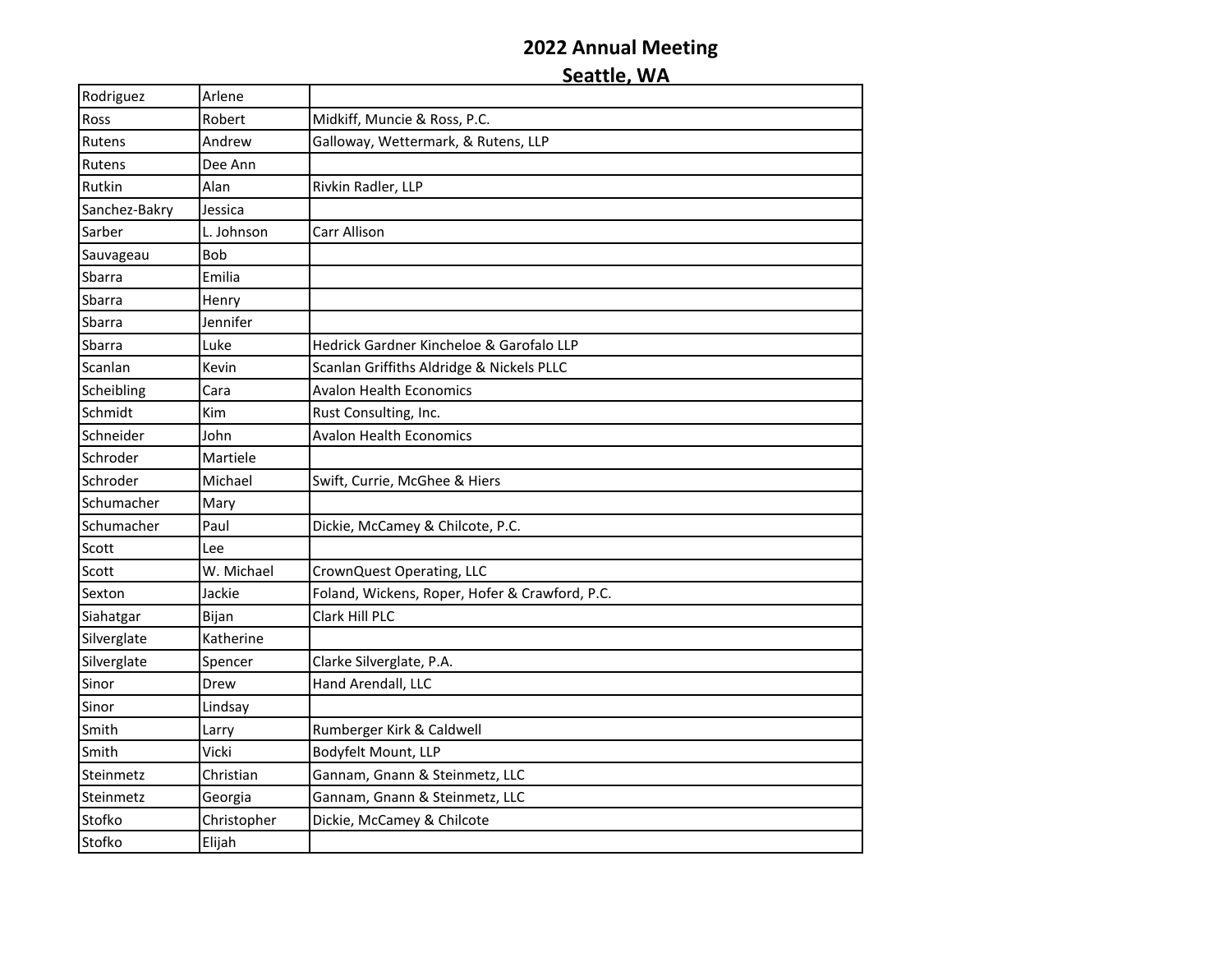## 2022 Annual Meeting
## Seattle, WA

| | | |
|---|---|---|
| Rodriguez | Arlene | |
| Ross | Robert | Midkiff, Muncie & Ross, P.C. |
| Rutens | Andrew | Galloway, Wettermark, & Rutens, LLP |
| Rutens | Dee Ann | |
| Rutkin | Alan | Rivkin Radler, LLP |
| Sanchez-Bakry | Jessica | |
| Sarber | L. Johnson | Carr Allison |
| Sauvageau | Bob | |
| Sbarra | Emilia | |
| Sbarra | Henry | |
| Sbarra | Jennifer | |
| Sbarra | Luke | Hedrick Gardner Kincheloe & Garofalo LLP |
| Scanlan | Kevin | Scanlan Griffiths Aldridge & Nickels PLLC |
| Scheibling | Cara | Avalon Health Economics |
| Schmidt | Kim | Rust Consulting, Inc. |
| Schneider | John | Avalon Health Economics |
| Schroder | Martiele | |
| Schroder | Michael | Swift, Currie, McGhee & Hiers |
| Schumacher | Mary | |
| Schumacher | Paul | Dickie, McCamey & Chilcote, P.C. |
| Scott | Lee | |
| Scott | W. Michael | CrownQuest Operating, LLC |
| Sexton | Jackie | Foland, Wickens, Roper, Hofer & Crawford, P.C. |
| Siahatgar | Bijan | Clark Hill PLC |
| Silverglate | Katherine | |
| Silverglate | Spencer | Clarke Silverglate, P.A. |
| Sinor | Drew | Hand Arendall, LLC |
| Sinor | Lindsay | |
| Smith | Larry | Rumberger Kirk & Caldwell |
| Smith | Vicki | Bodyfelt Mount, LLP |
| Steinmetz | Christian | Gannam, Gnann & Steinmetz, LLC |
| Steinmetz | Georgia | Gannam, Gnann & Steinmetz, LLC |
| Stofko | Christopher | Dickie, McCamey & Chilcote |
| Stofko | Elijah | |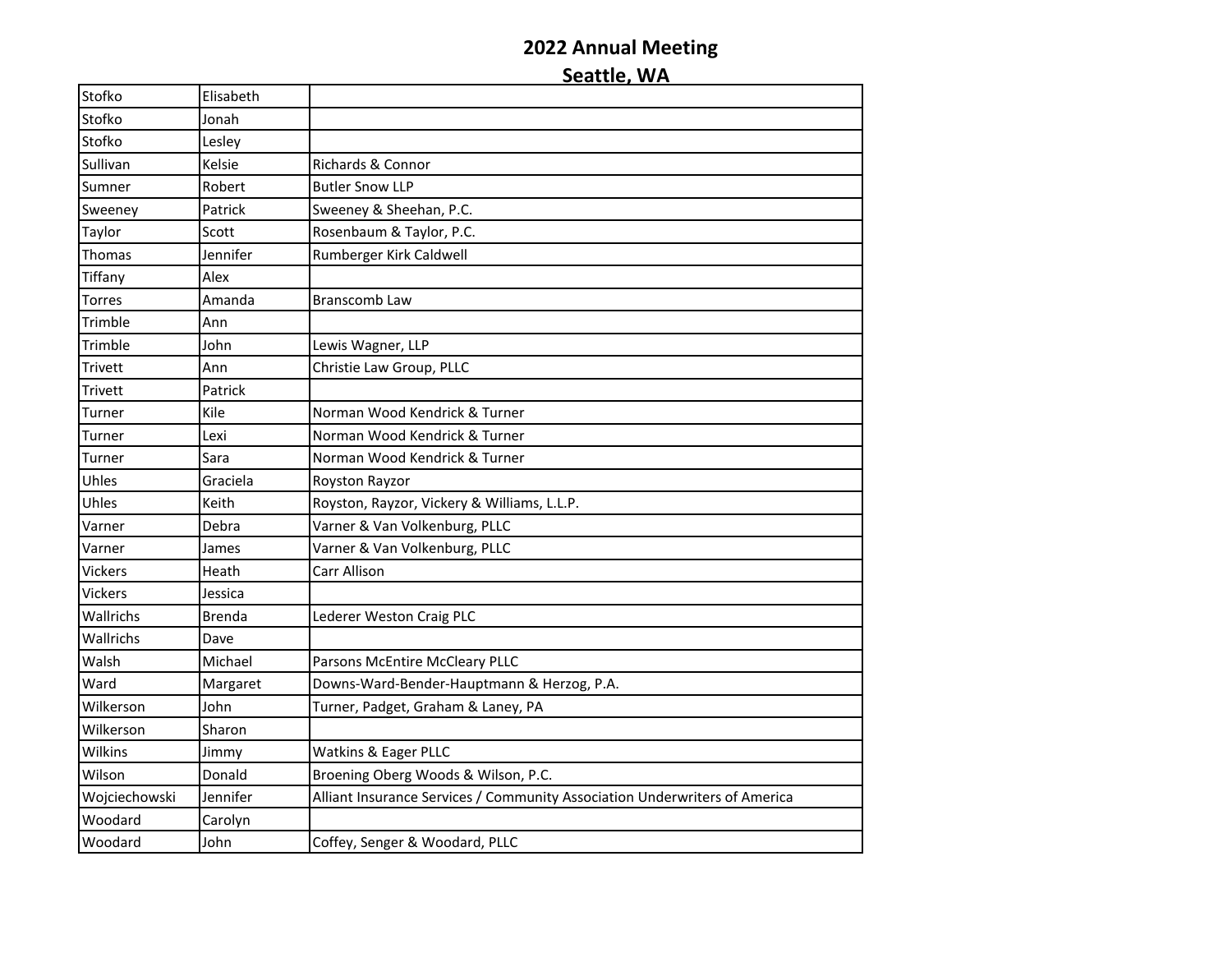## 2022 Annual Meeting
## Seattle, WA

| | | |
|---|---|---|
| Stofko | Elisabeth | |
| Stofko | Jonah | |
| Stofko | Lesley | |
| Sullivan | Kelsie | Richards & Connor |
| Sumner | Robert | Butler Snow LLP |
| Sweeney | Patrick | Sweeney & Sheehan, P.C. |
| Taylor | Scott | Rosenbaum & Taylor, P.C. |
| Thomas | Jennifer | Rumberger Kirk Caldwell |
| Tiffany | Alex | |
| Torres | Amanda | Branscomb Law |
| Trimble | Ann | |
| Trimble | John | Lewis Wagner, LLP |
| Trivett | Ann | Christie Law Group, PLLC |
| Trivett | Patrick | |
| Turner | Kile | Norman Wood Kendrick & Turner |
| Turner | Lexi | Norman Wood Kendrick & Turner |
| Turner | Sara | Norman Wood Kendrick & Turner |
| Uhles | Graciela | Royston Rayzor |
| Uhles | Keith | Royston, Rayzor, Vickery & Williams, L.L.P. |
| Varner | Debra | Varner & Van Volkenburg, PLLC |
| Varner | James | Varner & Van Volkenburg, PLLC |
| Vickers | Heath | Carr Allison |
| Vickers | Jessica | |
| Wallrichs | Brenda | Lederer Weston Craig PLC |
| Wallrichs | Dave | |
| Walsh | Michael | Parsons McEntire McCleary PLLC |
| Ward | Margaret | Downs-Ward-Bender-Hauptmann & Herzog, P.A. |
| Wilkerson | John | Turner, Padget, Graham & Laney, PA |
| Wilkerson | Sharon | |
| Wilkins | Jimmy | Watkins & Eager PLLC |
| Wilson | Donald | Broening Oberg Woods & Wilson, P.C. |
| Wojciechowski | Jennifer | Alliant Insurance Services / Community Association Underwriters of America |
| Woodard | Carolyn | |
| Woodard | John | Coffey, Senger & Woodard, PLLC |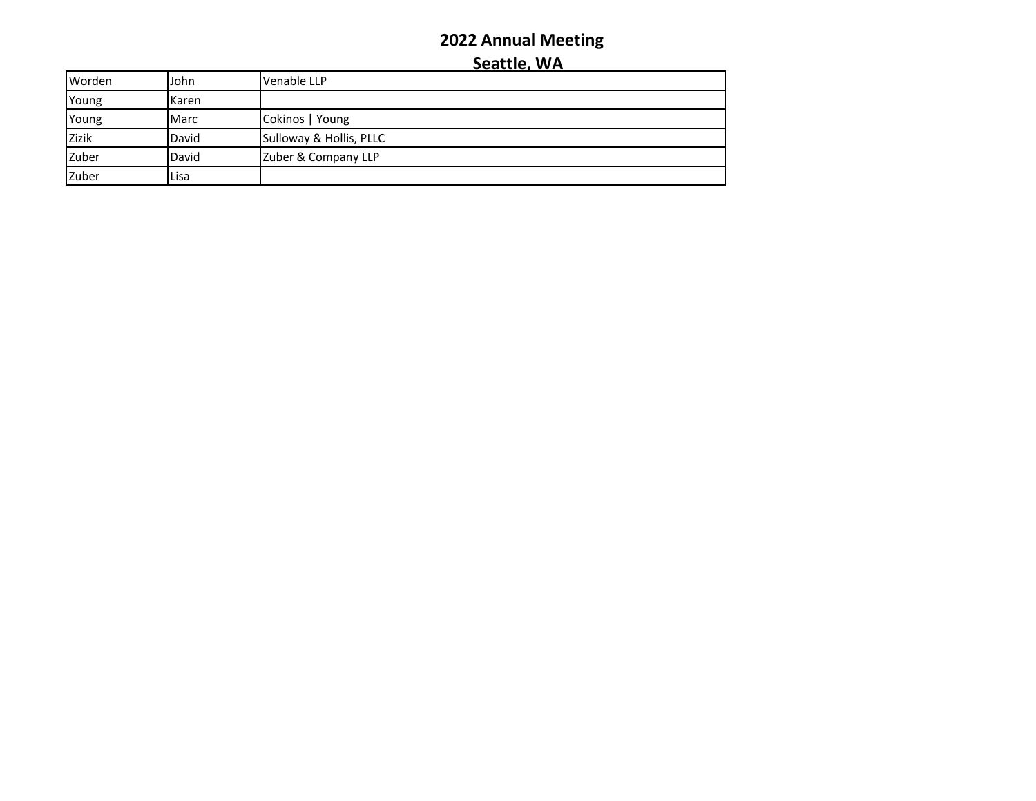| | | |
|---|---|---|
| Worden | John | Venable LLP |
| Young | Karen | |
| Young | Marc | Cokinos \| Young |
| Zizik | David | Sulloway & Hollis, PLLC |
| Zuber | David | Zuber & Company LLP |
| Zuber | Lisa | |